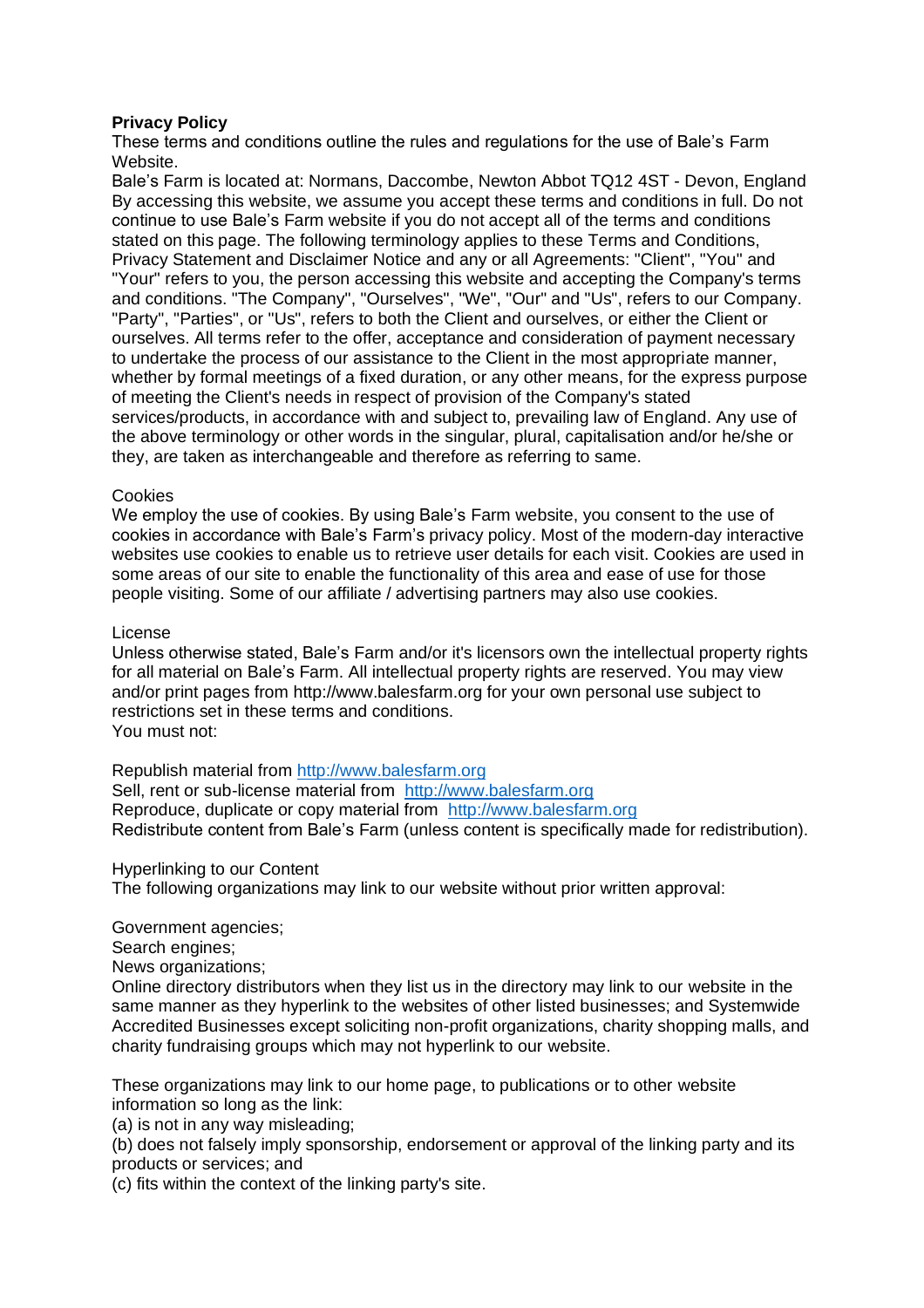**Privacy Policy**

These terms and conditions outline the rules and regulations for the use of Bale's Farm Website.

Bale's Farm is located at: Normans, Daccombe, Newton Abbot TQ12 4ST - Devon, England

By accessing this website, we assume you accept these terms and conditions in full. Do not continue to use Bale's Farm website if you do not accept all of the terms and conditions stated on this page. The following terminology applies to these Terms and Conditions, Privacy Statement and Disclaimer Notice and any or all Agreements: "Client", "You" and "Your" refers to you, the person accessing this website and accepting the Company's terms and conditions. "The Company", "Ourselves", "We", "Our" and "Us", refers to our Company. "Party", "Parties", or "Us", refers to both the Client and ourselves, or either the Client or ourselves. All terms refer to the offer, acceptance and consideration of payment necessary to undertake the process of our assistance to the Client in the most appropriate manner, whether by formal meetings of a fixed duration, or any other means, for the express purpose of meeting the Client's needs in respect of provision of the Company's stated services/products, in accordance with and subject to, prevailing law of England. Any use of the above terminology or other words in the singular, plural, capitalisation and/or he/she or they, are taken as interchangeable and therefore as referring to same.

Cookies

We employ the use of cookies. By using Bale's Farm website, you consent to the use of cookies in accordance with Bale's Farm's privacy policy. Most of the modern-day interactive websites use cookies to enable us to retrieve user details for each visit. Cookies are used in some areas of our site to enable the functionality of this area and ease of use for those people visiting. Some of our affiliate / advertising partners may also use cookies.

License

Unless otherwise stated, Bale's Farm and/or it's licensors own the intellectual property rights for all material on Bale's Farm. All intellectual property rights are reserved. You may view and/or print pages from http://www.balesfarm.org for your own personal use subject to restrictions set in these terms and conditions.

You must not:

Republish material from http://www.balesfarm.org
Sell, rent or sub-license material from http://www.balesfarm.org
Reproduce, duplicate or copy material from http://www.balesfarm.org
Redistribute content from Bale's Farm (unless content is specifically made for redistribution).

Hyperlinking to our Content

The following organizations may link to our website without prior written approval:

Government agencies;
Search engines;
News organizations;
Online directory distributors when they list us in the directory may link to our website in the same manner as they hyperlink to the websites of other listed businesses; and Systemwide Accredited Businesses except soliciting non-profit organizations, charity shopping malls, and charity fundraising groups which may not hyperlink to our website.

These organizations may link to our home page, to publications or to other website information so long as the link:

(a) is not in any way misleading;
(b) does not falsely imply sponsorship, endorsement or approval of the linking party and its products or services; and
(c) fits within the context of the linking party's site.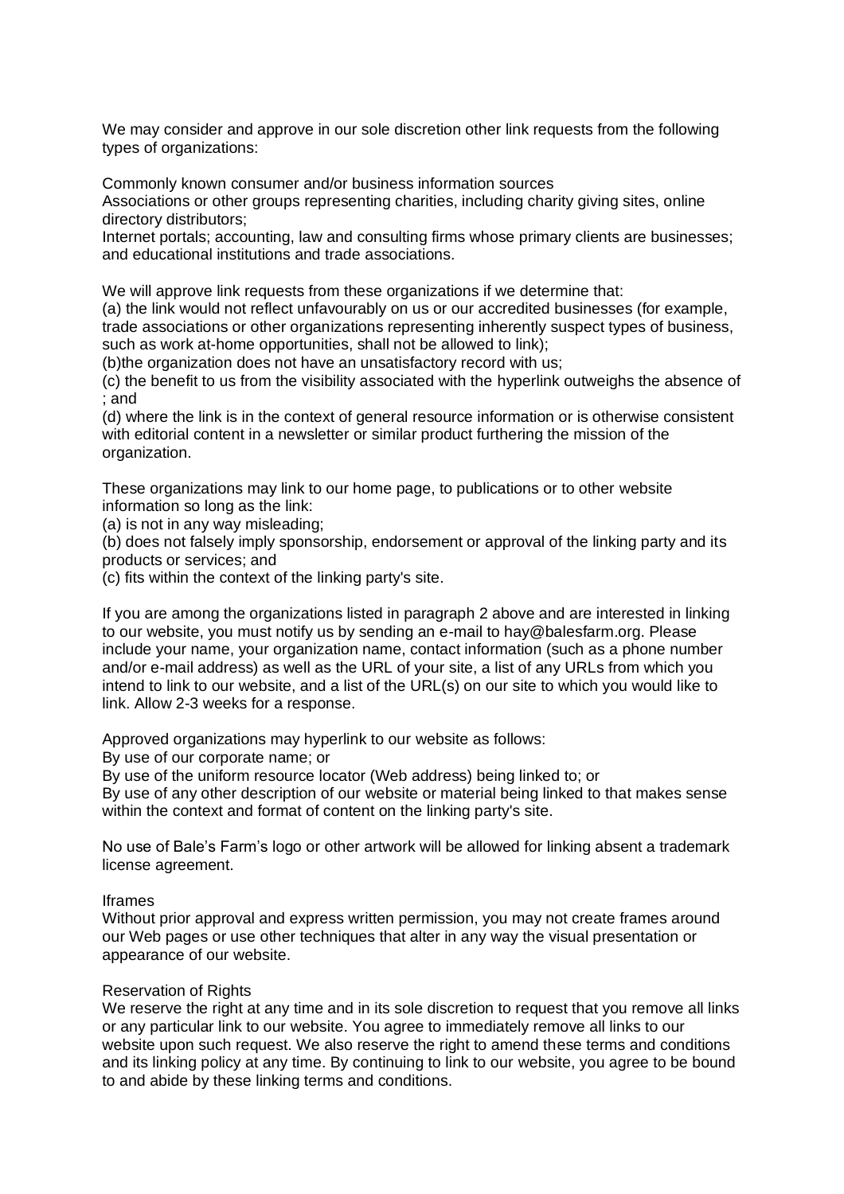We may consider and approve in our sole discretion other link requests from the following types of organizations:

Commonly known consumer and/or business information sources
Associations or other groups representing charities, including charity giving sites, online directory distributors;
Internet portals; accounting, law and consulting firms whose primary clients are businesses; and educational institutions and trade associations.

We will approve link requests from these organizations if we determine that:
(a) the link would not reflect unfavourably on us or our accredited businesses (for example, trade associations or other organizations representing inherently suspect types of business, such as work at-home opportunities, shall not be allowed to link);
(b)the organization does not have an unsatisfactory record with us;
(c) the benefit to us from the visibility associated with the hyperlink outweighs the absence of ; and
(d) where the link is in the context of general resource information or is otherwise consistent with editorial content in a newsletter or similar product furthering the mission of the organization.

These organizations may link to our home page, to publications or to other website information so long as the link:
(a) is not in any way misleading;
(b) does not falsely imply sponsorship, endorsement or approval of the linking party and its products or services; and
(c) fits within the context of the linking party's site.

If you are among the organizations listed in paragraph 2 above and are interested in linking to our website, you must notify us by sending an e-mail to hay@balesfarm.org. Please include your name, your organization name, contact information (such as a phone number and/or e-mail address) as well as the URL of your site, a list of any URLs from which you intend to link to our website, and a list of the URL(s) on our site to which you would like to link. Allow 2-3 weeks for a response.

Approved organizations may hyperlink to our website as follows:
By use of our corporate name; or
By use of the uniform resource locator (Web address) being linked to; or
By use of any other description of our website or material being linked to that makes sense within the context and format of content on the linking party's site.

No use of Bale’s Farm’s logo or other artwork will be allowed for linking absent a trademark license agreement.

Iframes
Without prior approval and express written permission, you may not create frames around our Web pages or use other techniques that alter in any way the visual presentation or appearance of our website.

Reservation of Rights
We reserve the right at any time and in its sole discretion to request that you remove all links or any particular link to our website. You agree to immediately remove all links to our website upon such request. We also reserve the right to amend these terms and conditions and its linking policy at any time. By continuing to link to our website, you agree to be bound to and abide by these linking terms and conditions.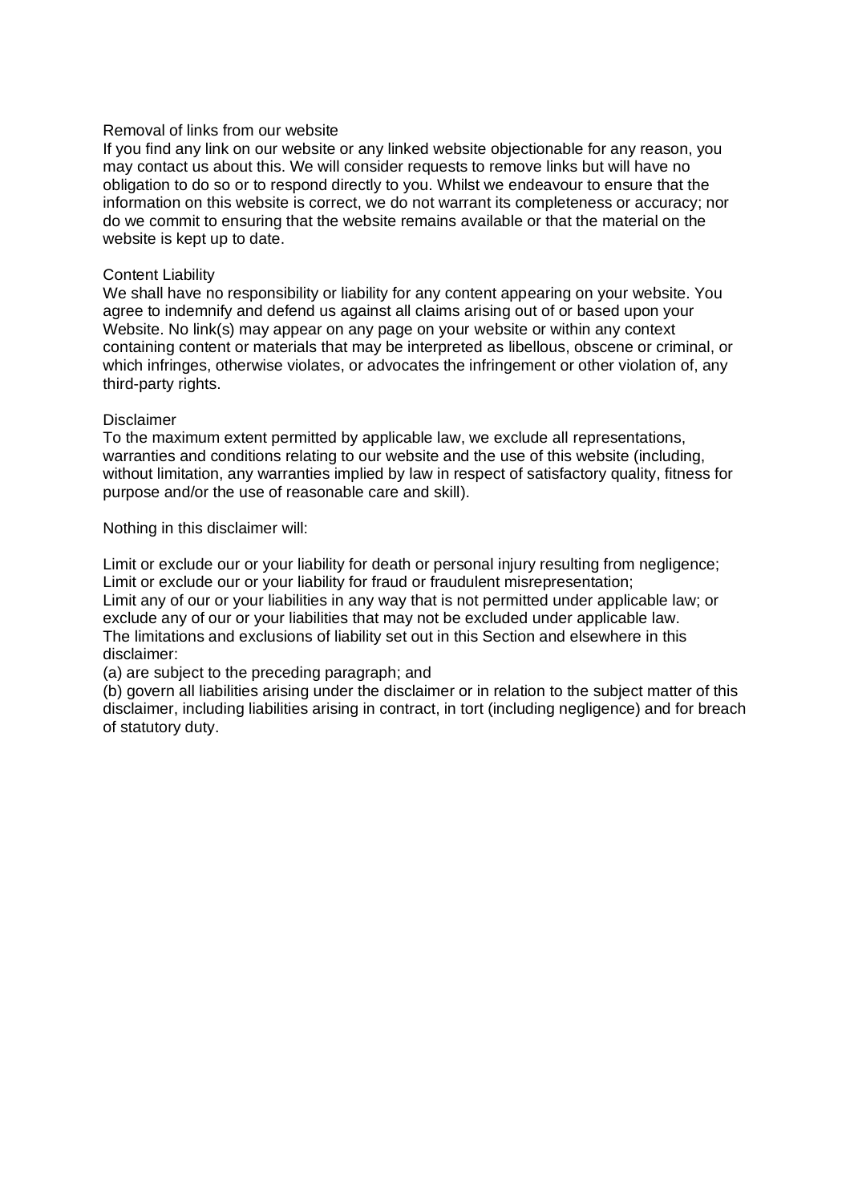## Removal of links from our website

If you find any link on our website or any linked website objectionable for any reason, you may contact us about this. We will consider requests to remove links but will have no obligation to do so or to respond directly to you. Whilst we endeavour to ensure that the information on this website is correct, we do not warrant its completeness or accuracy; nor do we commit to ensuring that the website remains available or that the material on the website is kept up to date.

## Content Liability

We shall have no responsibility or liability for any content appearing on your website. You agree to indemnify and defend us against all claims arising out of or based upon your Website. No link(s) may appear on any page on your website or within any context containing content or materials that may be interpreted as libellous, obscene or criminal, or which infringes, otherwise violates, or advocates the infringement or other violation of, any third-party rights.

## Disclaimer

To the maximum extent permitted by applicable law, we exclude all representations, warranties and conditions relating to our website and the use of this website (including, without limitation, any warranties implied by law in respect of satisfactory quality, fitness for purpose and/or the use of reasonable care and skill).

Nothing in this disclaimer will:

Limit or exclude our or your liability for death or personal injury resulting from negligence;
Limit or exclude our or your liability for fraud or fraudulent misrepresentation;
Limit any of our or your liabilities in any way that is not permitted under applicable law; or exclude any of our or your liabilities that may not be excluded under applicable law.
The limitations and exclusions of liability set out in this Section and elsewhere in this disclaimer:
(a) are subject to the preceding paragraph; and
(b) govern all liabilities arising under the disclaimer or in relation to the subject matter of this disclaimer, including liabilities arising in contract, in tort (including negligence) and for breach of statutory duty.